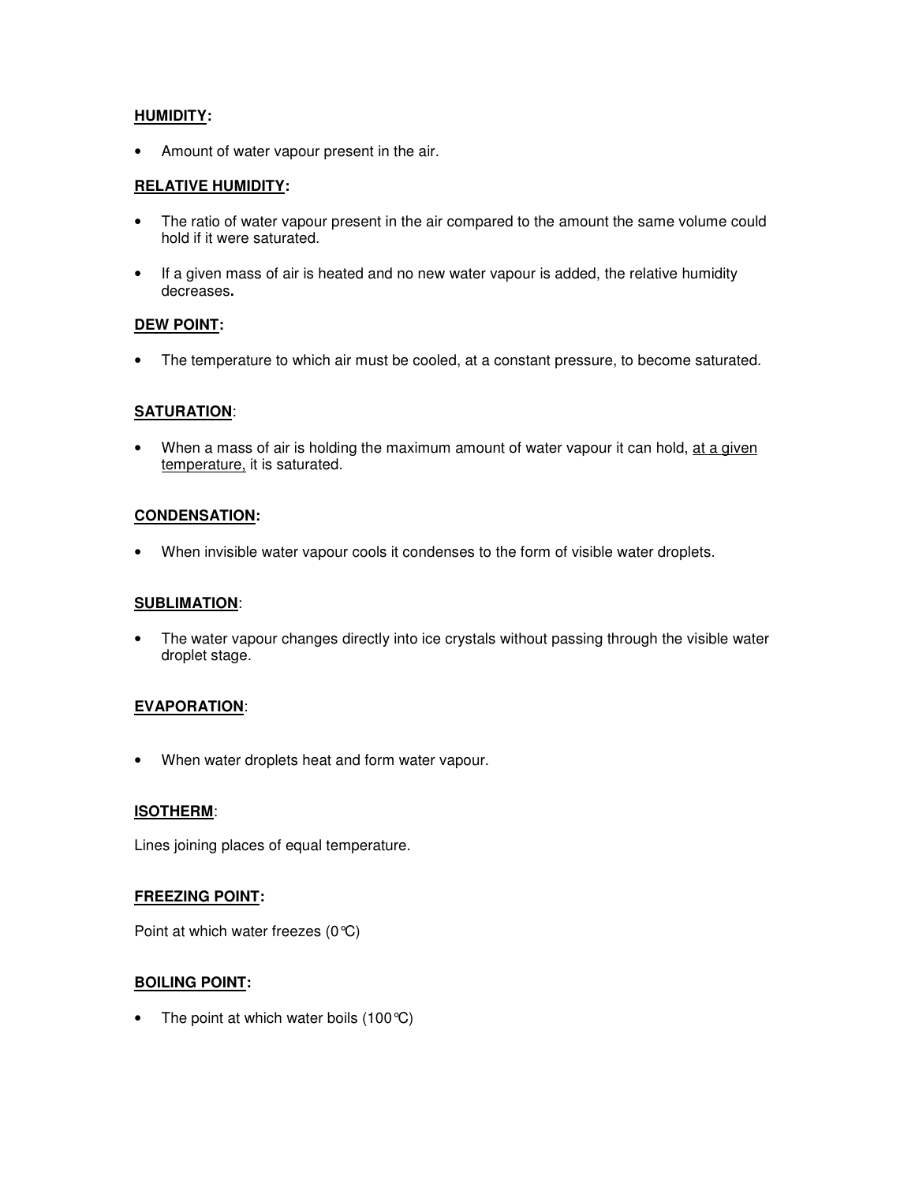**HUMIDITY:**

- Amount of water vapour present in the air.

**RELATIVE HUMIDITY:**

- The ratio of water vapour present in the air compared to the amount the same volume could hold if it were saturated.

- If a given mass of air is heated and no new water vapour is added, the relative humidity decreases**.**

**DEW POINT:**

- The temperature to which air must be cooled, at a constant pressure, to become saturated.

**SATURATION**:

- When a mass of air is holding the maximum amount of water vapour it can hold, at a given temperature, it is saturated.

**CONDENSATION:**

- When invisible water vapour cools it condenses to the form of visible water droplets.

**SUBLIMATION**:

- The water vapour changes directly into ice crystals without passing through the visible water droplet stage.

**EVAPORATION**:

- When water droplets heat and form water vapour.

**ISOTHERM**:

Lines joining places of equal temperature.

**FREEZING POINT:**

Point at which water freezes (0℃)

**BOILING POINT:**

- The point at which water boils (100℃)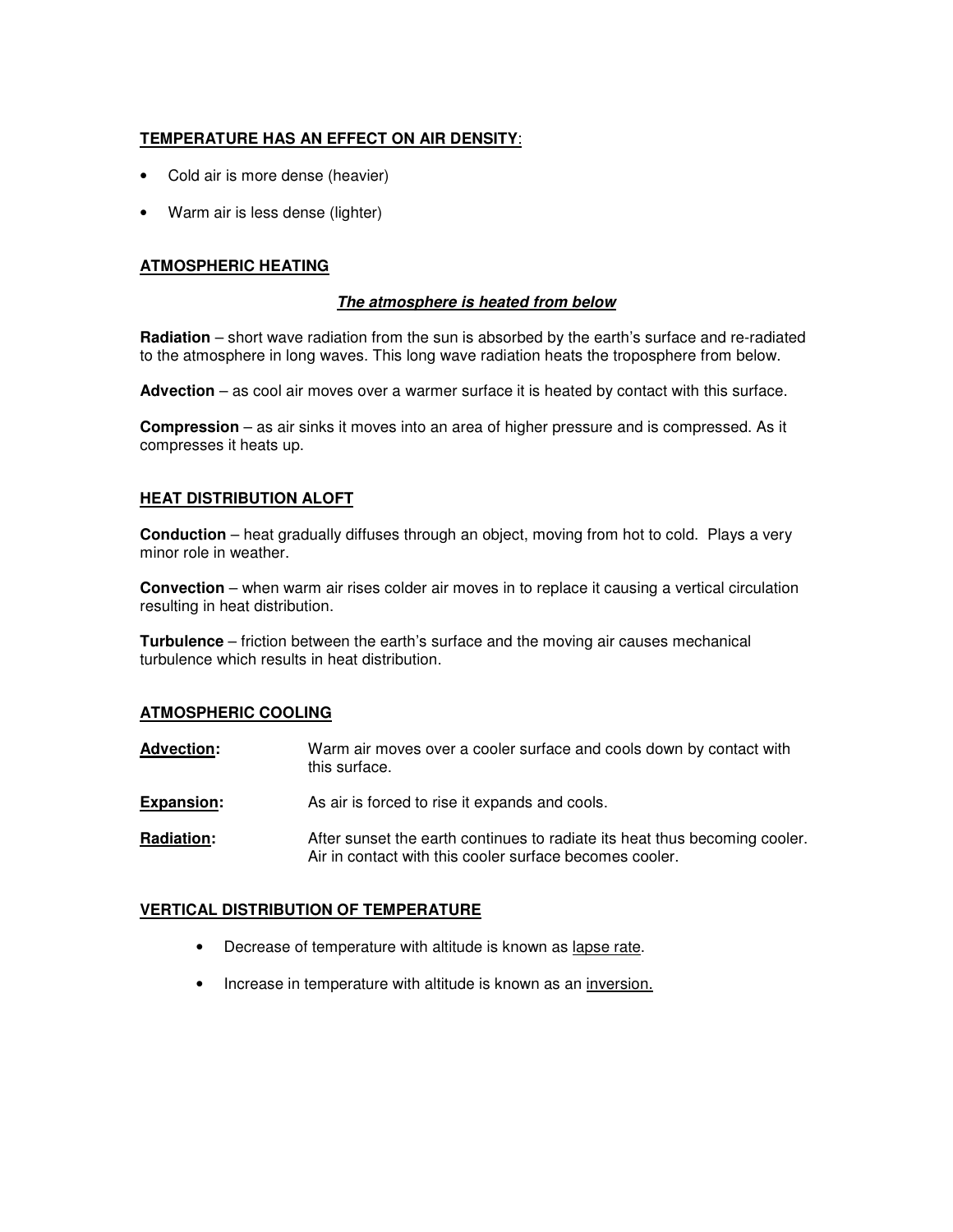## <u>**TEMPERATURE HAS AN EFFECT ON AIR DENSITY**</u>:

- Cold air is more dense (heavier)
- Warm air is less dense (lighter)

## <u>**ATMOSPHERIC HEATING**</u>

***<u>The atmosphere is heated from below</u>***

**Radiation** – short wave radiation from the sun is absorbed by the earth's surface and re-radiated to the atmosphere in long waves. This long wave radiation heats the troposphere from below.

**Advection** – as cool air moves over a warmer surface it is heated by contact with this surface.

**Compression** – as air sinks it moves into an area of higher pressure and is compressed. As it compresses it heats up.

## <u>**HEAT DISTRIBUTION ALOFT**</u>

**Conduction** – heat gradually diffuses through an object, moving from hot to cold. Plays a very minor role in weather.

**Convection** – when warm air rises colder air moves in to replace it causing a vertical circulation resulting in heat distribution.

**Turbulence** – friction between the earth's surface and the moving air causes mechanical turbulence which results in heat distribution.

## <u>**ATMOSPHERIC COOLING**</u>

**<u>Advection</u>:** Warm air moves over a cooler surface and cools down by contact with this surface.

**<u>Expansion</u>:** As air is forced to rise it expands and cools.

**<u>Radiation</u>:** After sunset the earth continues to radiate its heat thus becoming cooler. Air in contact with this cooler surface becomes cooler.

## <u>**VERTICAL DISTRIBUTION OF TEMPERATURE**</u>

- Decrease of temperature with altitude is known as <u>lapse rate</u>.
- Increase in temperature with altitude is known as an <u>inversion.</u>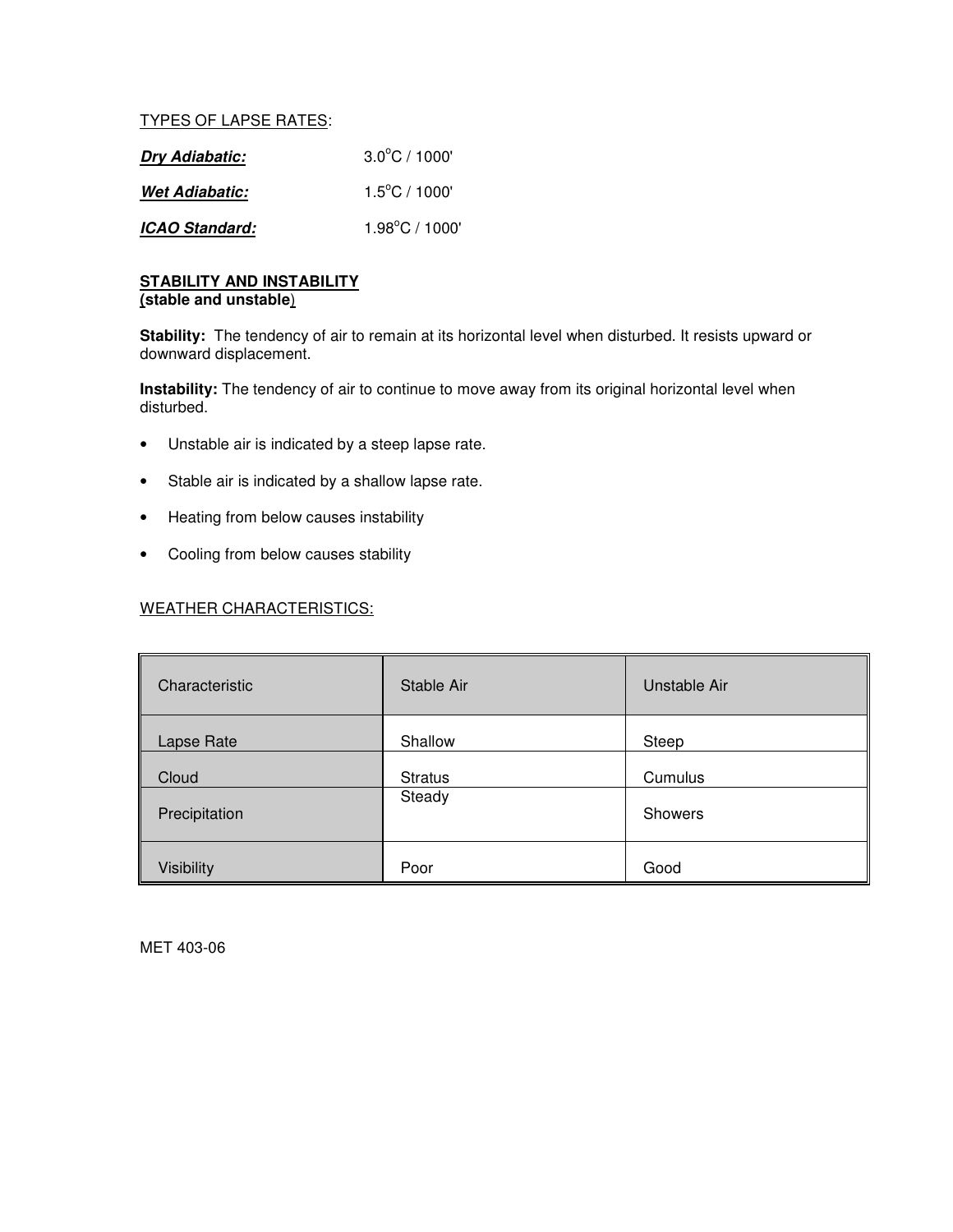<u>TYPES OF LAPSE RATES</u>:

***Dry Adiabatic:*** 3.0°C / 1000'

***Wet Adiabatic:*** 1.5°C / 1000'

***ICAO Standard:*** 1.98°C / 1000'

**STABILITY AND INSTABILITY**
**(stable and unstable)**

**Stability:** The tendency of air to remain at its horizontal level when disturbed. It resists upward or downward displacement.

**Instability:** The tendency of air to continue to move away from its original horizontal level when disturbed.

- Unstable air is indicated by a steep lapse rate.
- Stable air is indicated by a shallow lapse rate.
- Heating from below causes instability
- Cooling from below causes stability

<u>WEATHER CHARACTERISTICS:</u>

| Characteristic | Stable Air | Unstable Air |
|---|---|---|
| Lapse Rate | Shallow | Steep |
| Cloud | Stratus | Cumulus |
| Precipitation | Steady | Showers |
| Visibility | Poor | Good |

MET 403-06